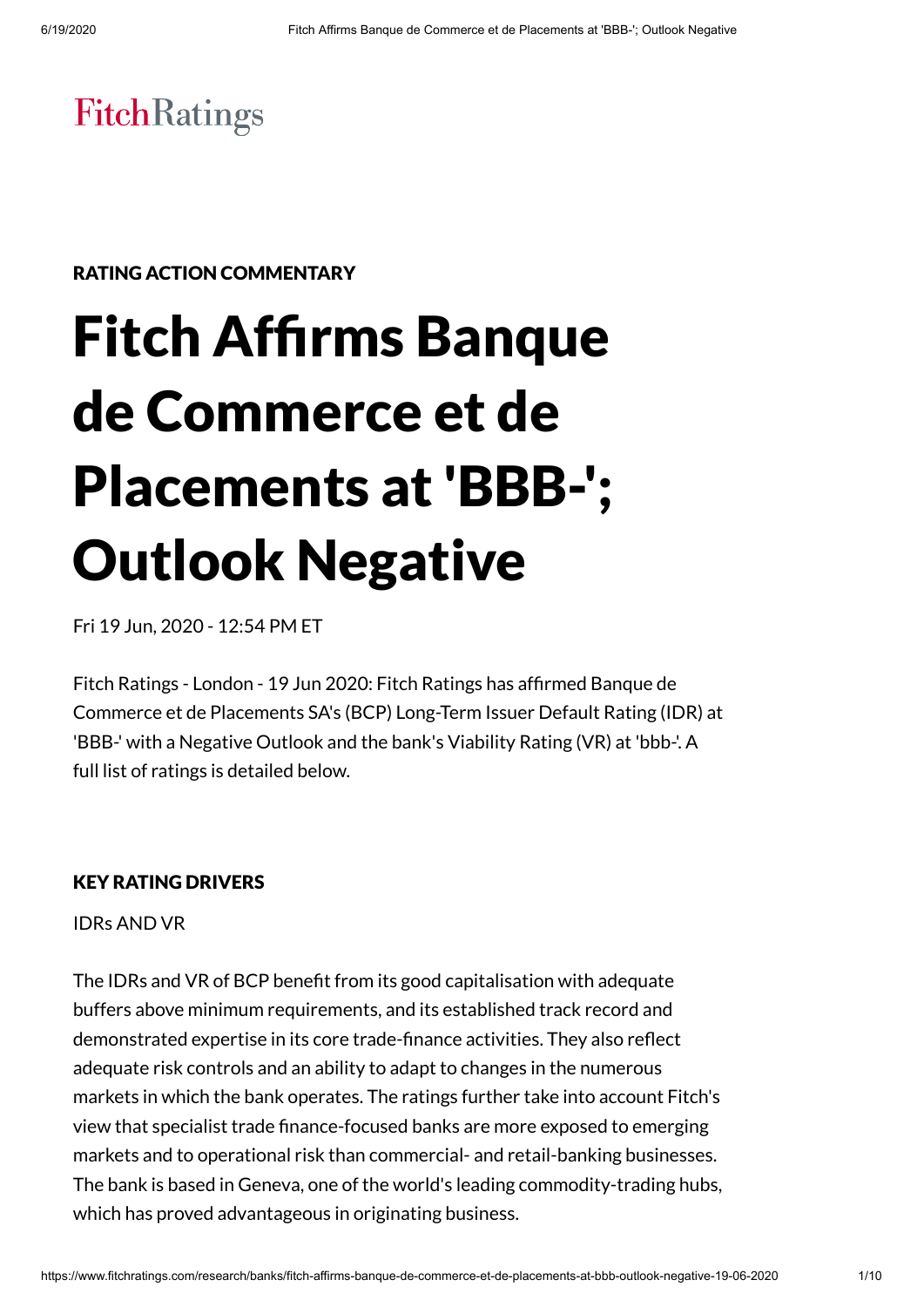FitchRatings

RATING ACTION COMMENTARY

# Fitch Affirms Banque de Commerce et de Placements at 'BBB-'; Outlook Negative

Fri 19 Jun, 2020 - 12:54 PM ET

Fitch Ratings - London - 19 Jun 2020: Fitch Ratings has affirmed Banque de Commerce et de Placements SA's (BCP) Long-Term Issuer Default Rating (IDR) at 'BBB-' with a Negative Outlook and the bank's Viability Rating (VR) at 'bbb-'. A full list of ratings is detailed below.

## KEY RATING DRIVERS

IDRs AND VR

The IDRs and VR of BCP benefit from its good capitalisation with adequate buffers above minimum requirements, and its established track record and demonstrated expertise in its core trade-finance activities. They also reflect adequate risk controls and an ability to adapt to changes in the numerous markets in which the bank operates. The ratings further take into account Fitch's view that specialist trade finance-focused banks are more exposed to emerging markets and to operational risk than commercial- and retail-banking businesses. The bank is based in Geneva, one of the world's leading commodity-trading hubs, which has proved advantageous in originating business.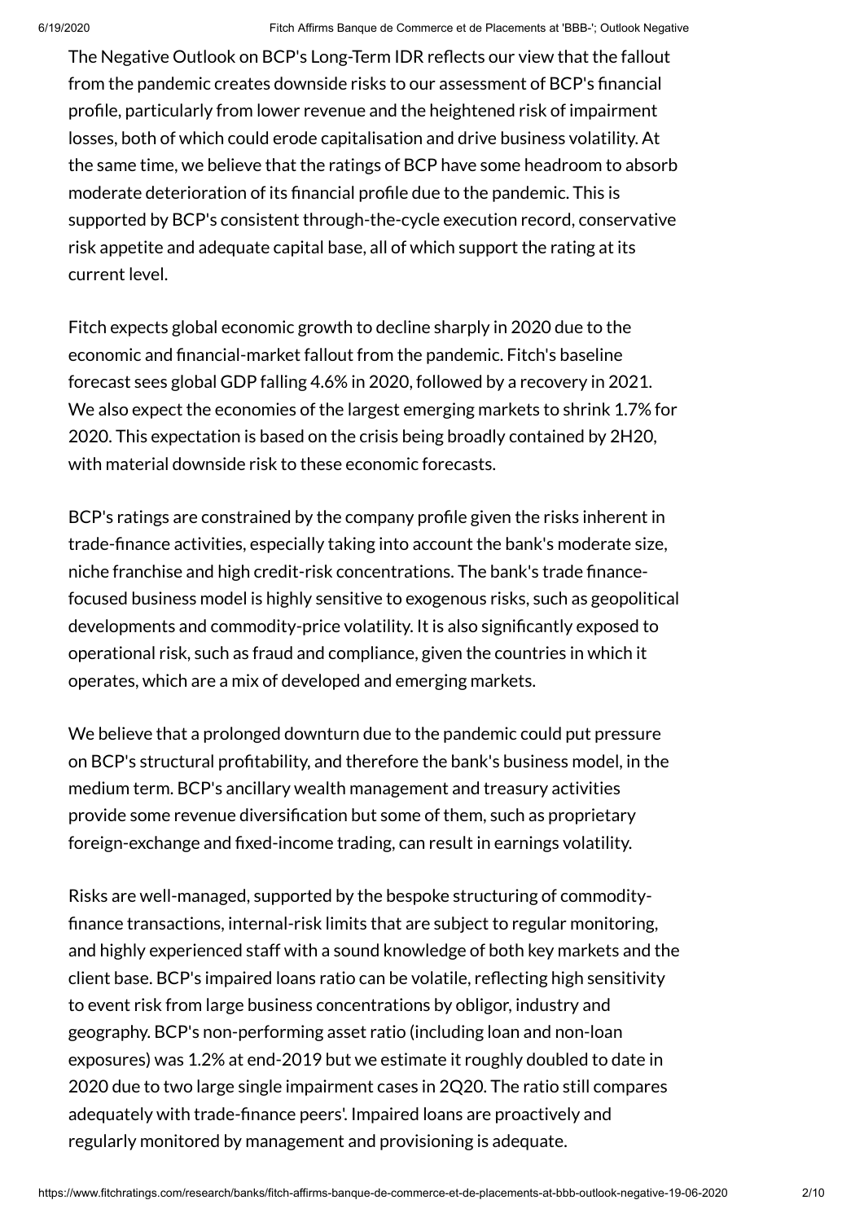The Negative Outlook on BCP's Long-Term IDR reflects our view that the fallout from the pandemic creates downside risks to our assessment of BCP's financial profile, particularly from lower revenue and the heightened risk of impairment losses, both of which could erode capitalisation and drive business volatility. At the same time, we believe that the ratings of BCP have some headroom to absorb moderate deterioration of its financial profile due to the pandemic. This is supported by BCP's consistent through-the-cycle execution record, conservative risk appetite and adequate capital base, all of which support the rating at its current level.

Fitch expects global economic growth to decline sharply in 2020 due to the economic and financial-market fallout from the pandemic. Fitch's baseline forecast sees global GDP falling 4.6% in 2020, followed by a recovery in 2021. We also expect the economies of the largest emerging markets to shrink 1.7% for 2020. This expectation is based on the crisis being broadly contained by 2H20, with material downside risk to these economic forecasts.

BCP's ratings are constrained by the company profile given the risks inherent in trade-finance activities, especially taking into account the bank's moderate size, niche franchise and high credit-risk concentrations. The bank's trade finance-focused business model is highly sensitive to exogenous risks, such as geopolitical developments and commodity-price volatility. It is also significantly exposed to operational risk, such as fraud and compliance, given the countries in which it operates, which are a mix of developed and emerging markets.

We believe that a prolonged downturn due to the pandemic could put pressure on BCP's structural profitability, and therefore the bank's business model, in the medium term. BCP's ancillary wealth management and treasury activities provide some revenue diversification but some of them, such as proprietary foreign-exchange and fixed-income trading, can result in earnings volatility.

Risks are well-managed, supported by the bespoke structuring of commodity-finance transactions, internal-risk limits that are subject to regular monitoring, and highly experienced staff with a sound knowledge of both key markets and the client base. BCP's impaired loans ratio can be volatile, reflecting high sensitivity to event risk from large business concentrations by obligor, industry and geography. BCP's non-performing asset ratio (including loan and non-loan exposures) was 1.2% at end-2019 but we estimate it roughly doubled to date in 2020 due to two large single impairment cases in 2Q20. The ratio still compares adequately with trade-finance peers'. Impaired loans are proactively and regularly monitored by management and provisioning is adequate.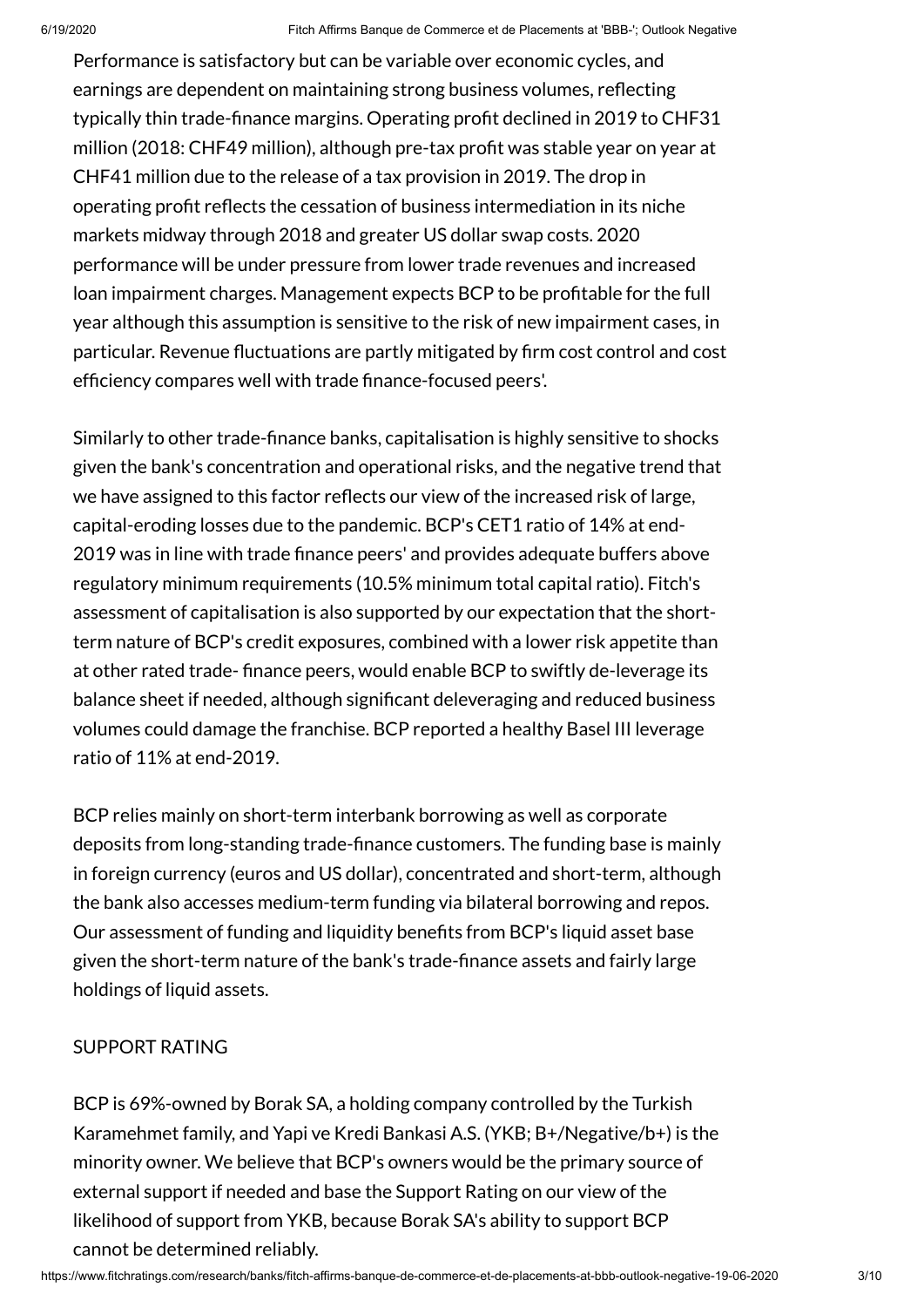Performance is satisfactory but can be variable over economic cycles, and earnings are dependent on maintaining strong business volumes, reflecting typically thin trade-finance margins. Operating profit declined in 2019 to CHF31 million (2018: CHF49 million), although pre-tax profit was stable year on year at CHF41 million due to the release of a tax provision in 2019. The drop in operating profit reflects the cessation of business intermediation in its niche markets midway through 2018 and greater US dollar swap costs. 2020 performance will be under pressure from lower trade revenues and increased loan impairment charges. Management expects BCP to be profitable for the full year although this assumption is sensitive to the risk of new impairment cases, in particular. Revenue fluctuations are partly mitigated by firm cost control and cost efficiency compares well with trade finance-focused peers'.

Similarly to other trade-finance banks, capitalisation is highly sensitive to shocks given the bank's concentration and operational risks, and the negative trend that we have assigned to this factor reflects our view of the increased risk of large, capital-eroding losses due to the pandemic. BCP's CET1 ratio of 14% at end-2019 was in line with trade finance peers' and provides adequate buffers above regulatory minimum requirements (10.5% minimum total capital ratio). Fitch's assessment of capitalisation is also supported by our expectation that the short-term nature of BCP's credit exposures, combined with a lower risk appetite than at other rated trade- finance peers, would enable BCP to swiftly de-leverage its balance sheet if needed, although significant deleveraging and reduced business volumes could damage the franchise. BCP reported a healthy Basel III leverage ratio of 11% at end-2019.

BCP relies mainly on short-term interbank borrowing as well as corporate deposits from long-standing trade-finance customers. The funding base is mainly in foreign currency (euros and US dollar), concentrated and short-term, although the bank also accesses medium-term funding via bilateral borrowing and repos. Our assessment of funding and liquidity benefits from BCP's liquid asset base given the short-term nature of the bank's trade-finance assets and fairly large holdings of liquid assets.

SUPPORT RATING

BCP is 69%-owned by Borak SA, a holding company controlled by the Turkish Karamehmet family, and Yapi ve Kredi Bankasi A.S. (YKB; B+/Negative/b+) is the minority owner. We believe that BCP's owners would be the primary source of external support if needed and base the Support Rating on our view of the likelihood of support from YKB, because Borak SA's ability to support BCP cannot be determined reliably.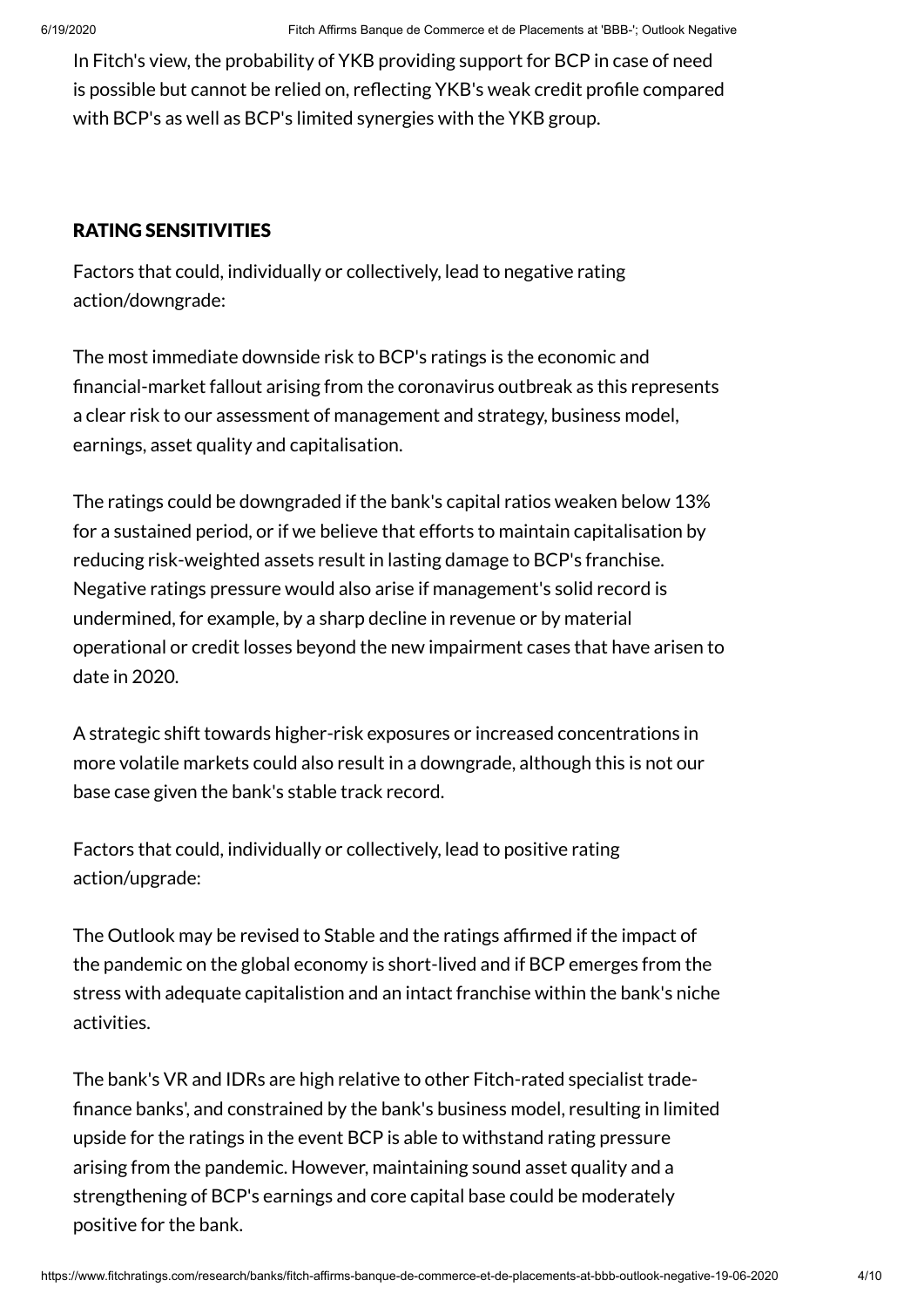In Fitch's view, the probability of YKB providing support for BCP in case of need is possible but cannot be relied on, reflecting YKB's weak credit profile compared with BCP's as well as BCP's limited synergies with the YKB group.

## RATING SENSITIVITIES

Factors that could, individually or collectively, lead to negative rating action/downgrade:

The most immediate downside risk to BCP's ratings is the economic and financial-market fallout arising from the coronavirus outbreak as this represents a clear risk to our assessment of management and strategy, business model, earnings, asset quality and capitalisation.

The ratings could be downgraded if the bank's capital ratios weaken below 13% for a sustained period, or if we believe that efforts to maintain capitalisation by reducing risk-weighted assets result in lasting damage to BCP's franchise. Negative ratings pressure would also arise if management's solid record is undermined, for example, by a sharp decline in revenue or by material operational or credit losses beyond the new impairment cases that have arisen to date in 2020.

A strategic shift towards higher-risk exposures or increased concentrations in more volatile markets could also result in a downgrade, although this is not our base case given the bank's stable track record.

Factors that could, individually or collectively, lead to positive rating action/upgrade:

The Outlook may be revised to Stable and the ratings affirmed if the impact of the pandemic on the global economy is short-lived and if BCP emerges from the stress with adequate capitalistion and an intact franchise within the bank's niche activities.

The bank's VR and IDRs are high relative to other Fitch-rated specialist trade-finance banks', and constrained by the bank's business model, resulting in limited upside for the ratings in the event BCP is able to withstand rating pressure arising from the pandemic. However, maintaining sound asset quality and a strengthening of BCP's earnings and core capital base could be moderately positive for the bank.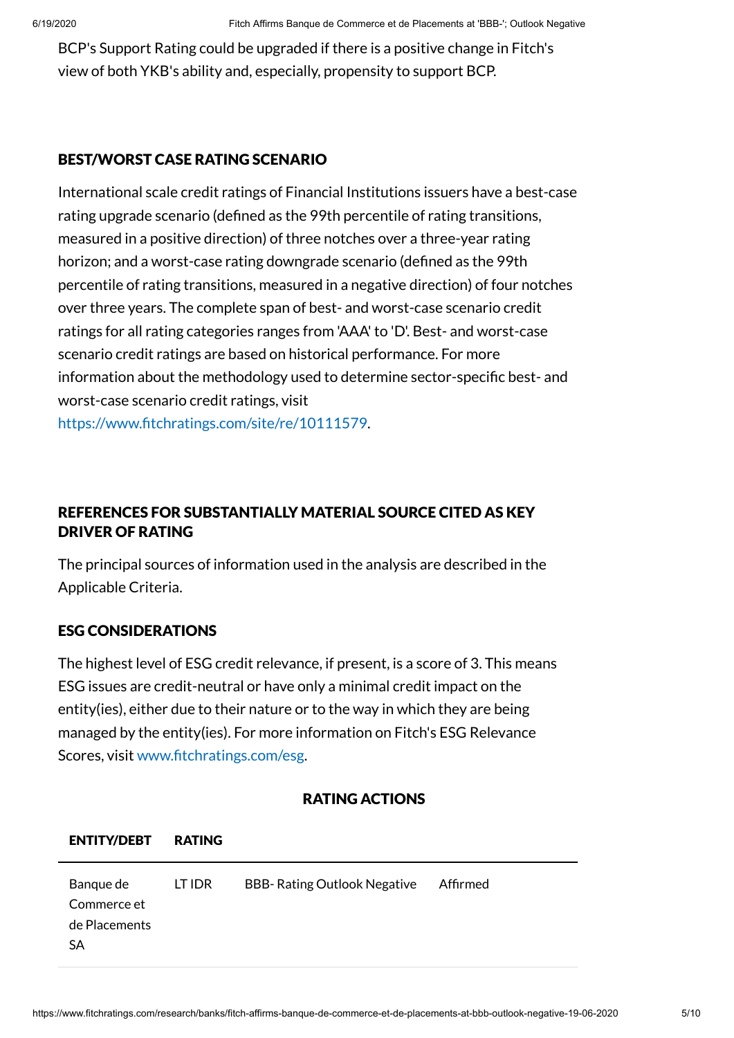BCP's Support Rating could be upgraded if there is a positive change in Fitch's view of both YKB's ability and, especially, propensity to support BCP.

## BEST/WORST CASE RATING SCENARIO

International scale credit ratings of Financial Institutions issuers have a best-case rating upgrade scenario (defined as the 99th percentile of rating transitions, measured in a positive direction) of three notches over a three-year rating horizon; and a worst-case rating downgrade scenario (defined as the 99th percentile of rating transitions, measured in a negative direction) of four notches over three years. The complete span of best- and worst-case scenario credit ratings for all rating categories ranges from 'AAA' to 'D'. Best- and worst-case scenario credit ratings are based on historical performance. For more information about the methodology used to determine sector-specific best- and worst-case scenario credit ratings, visit https://www.fitchratings.com/site/re/10111579.

## REFERENCES FOR SUBSTANTIALLY MATERIAL SOURCE CITED AS KEY DRIVER OF RATING

The principal sources of information used in the analysis are described in the Applicable Criteria.

## ESG CONSIDERATIONS

The highest level of ESG credit relevance, if present, is a score of 3. This means ESG issues are credit-neutral or have only a minimal credit impact on the entity(ies), either due to their nature or to the way in which they are being managed by the entity(ies). For more information on Fitch's ESG Relevance Scores, visit www.fitchratings.com/esg.

## RATING ACTIONS

| ENTITY/DEBT | RATING | | |
|---|---|---|---|
| Banque de Commerce et de Placements SA | LT IDR | BBB- Rating Outlook Negative | Affirmed |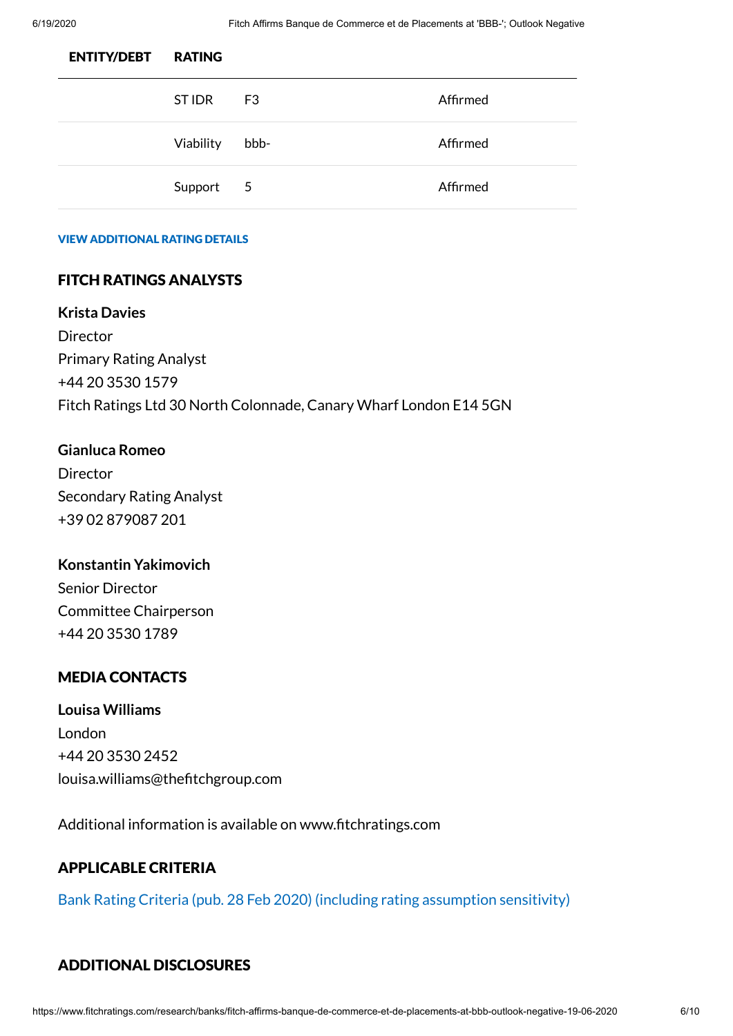| ENTITY/DEBT | RATING | | |
|---|---|---|---|
| | ST IDR | F3 | Affirmed |
| | Viability | bbb- | Affirmed |
| | Support | 5 | Affirmed |

**VIEW ADDITIONAL RATING DETAILS**

## FITCH RATINGS ANALYSTS

**Krista Davies**
Director
Primary Rating Analyst
+44 20 3530 1579
Fitch Ratings Ltd 30 North Colonnade, Canary Wharf London E14 5GN

**Gianluca Romeo**
Director
Secondary Rating Analyst
+39 02 879087 201

**Konstantin Yakimovich**
Senior Director
Committee Chairperson
+44 20 3530 1789

## MEDIA CONTACTS

**Louisa Williams**
London
+44 20 3530 2452
louisa.williams@thefitchgroup.com

Additional information is available on www.fitchratings.com

## APPLICABLE CRITERIA

Bank Rating Criteria (pub. 28 Feb 2020) (including rating assumption sensitivity)

## ADDITIONAL DISCLOSURES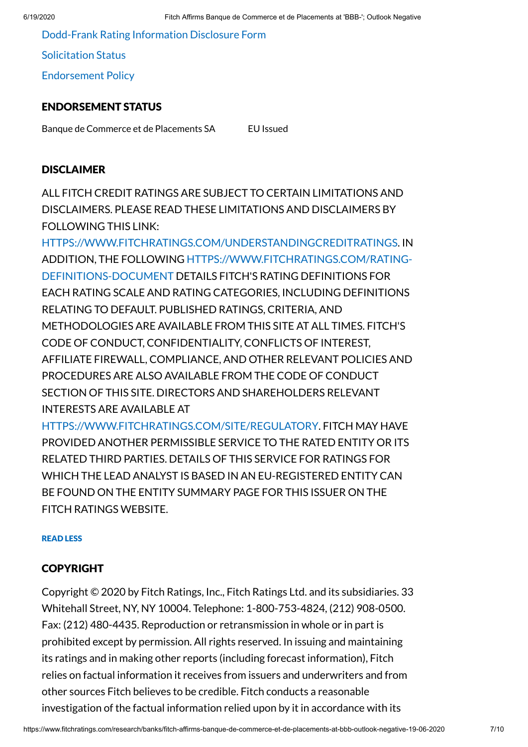Dodd-Frank Rating Information Disclosure Form

Solicitation Status

Endorsement Policy

## ENDORSEMENT STATUS

| Banque de Commerce et de Placements SA | EU Issued |
|---|---|

## DISCLAIMER

ALL FITCH CREDIT RATINGS ARE SUBJECT TO CERTAIN LIMITATIONS AND DISCLAIMERS. PLEASE READ THESE LIMITATIONS AND DISCLAIMERS BY FOLLOWING THIS LINK: HTTPS://WWW.FITCHRATINGS.COM/UNDERSTANDINGCREDITRATINGS. IN ADDITION, THE FOLLOWING HTTPS://WWW.FITCHRATINGS.COM/RATING-DEFINITIONS-DOCUMENT DETAILS FITCH'S RATING DEFINITIONS FOR EACH RATING SCALE AND RATING CATEGORIES, INCLUDING DEFINITIONS RELATING TO DEFAULT. PUBLISHED RATINGS, CRITERIA, AND METHODOLOGIES ARE AVAILABLE FROM THIS SITE AT ALL TIMES. FITCH'S CODE OF CONDUCT, CONFIDENTIALITY, CONFLICTS OF INTEREST, AFFILIATE FIREWALL, COMPLIANCE, AND OTHER RELEVANT POLICIES AND PROCEDURES ARE ALSO AVAILABLE FROM THE CODE OF CONDUCT SECTION OF THIS SITE. DIRECTORS AND SHAREHOLDERS RELEVANT INTERESTS ARE AVAILABLE AT HTTPS://WWW.FITCHRATINGS.COM/SITE/REGULATORY. FITCH MAY HAVE PROVIDED ANOTHER PERMISSIBLE SERVICE TO THE RATED ENTITY OR ITS RELATED THIRD PARTIES. DETAILS OF THIS SERVICE FOR RATINGS FOR WHICH THE LEAD ANALYST IS BASED IN AN EU-REGISTERED ENTITY CAN BE FOUND ON THE ENTITY SUMMARY PAGE FOR THIS ISSUER ON THE FITCH RATINGS WEBSITE.

READ LESS

## COPYRIGHT

Copyright © 2020 by Fitch Ratings, Inc., Fitch Ratings Ltd. and its subsidiaries. 33 Whitehall Street, NY, NY 10004. Telephone: 1-800-753-4824, (212) 908-0500. Fax: (212) 480-4435. Reproduction or retransmission in whole or in part is prohibited except by permission. All rights reserved. In issuing and maintaining its ratings and in making other reports (including forecast information), Fitch relies on factual information it receives from issuers and underwriters and from other sources Fitch believes to be credible. Fitch conducts a reasonable investigation of the factual information relied upon by it in accordance with its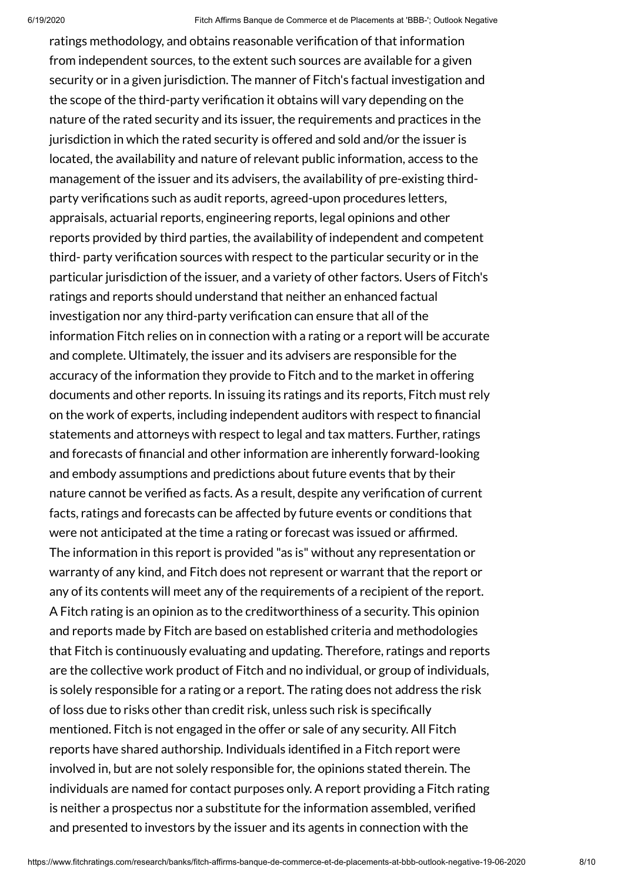ratings methodology, and obtains reasonable verification of that information from independent sources, to the extent such sources are available for a given security or in a given jurisdiction. The manner of Fitch's factual investigation and the scope of the third-party verification it obtains will vary depending on the nature of the rated security and its issuer, the requirements and practices in the jurisdiction in which the rated security is offered and sold and/or the issuer is located, the availability and nature of relevant public information, access to the management of the issuer and its advisers, the availability of pre-existing third-party verifications such as audit reports, agreed-upon procedures letters, appraisals, actuarial reports, engineering reports, legal opinions and other reports provided by third parties, the availability of independent and competent third- party verification sources with respect to the particular security or in the particular jurisdiction of the issuer, and a variety of other factors. Users of Fitch's ratings and reports should understand that neither an enhanced factual investigation nor any third-party verification can ensure that all of the information Fitch relies on in connection with a rating or a report will be accurate and complete. Ultimately, the issuer and its advisers are responsible for the accuracy of the information they provide to Fitch and to the market in offering documents and other reports. In issuing its ratings and its reports, Fitch must rely on the work of experts, including independent auditors with respect to financial statements and attorneys with respect to legal and tax matters. Further, ratings and forecasts of financial and other information are inherently forward-looking and embody assumptions and predictions about future events that by their nature cannot be verified as facts. As a result, despite any verification of current facts, ratings and forecasts can be affected by future events or conditions that were not anticipated at the time a rating or forecast was issued or affirmed. The information in this report is provided "as is" without any representation or warranty of any kind, and Fitch does not represent or warrant that the report or any of its contents will meet any of the requirements of a recipient of the report. A Fitch rating is an opinion as to the creditworthiness of a security. This opinion and reports made by Fitch are based on established criteria and methodologies that Fitch is continuously evaluating and updating. Therefore, ratings and reports are the collective work product of Fitch and no individual, or group of individuals, is solely responsible for a rating or a report. The rating does not address the risk of loss due to risks other than credit risk, unless such risk is specifically mentioned. Fitch is not engaged in the offer or sale of any security. All Fitch reports have shared authorship. Individuals identified in a Fitch report were involved in, but are not solely responsible for, the opinions stated therein. The individuals are named for contact purposes only. A report providing a Fitch rating is neither a prospectus nor a substitute for the information assembled, verified and presented to investors by the issuer and its agents in connection with the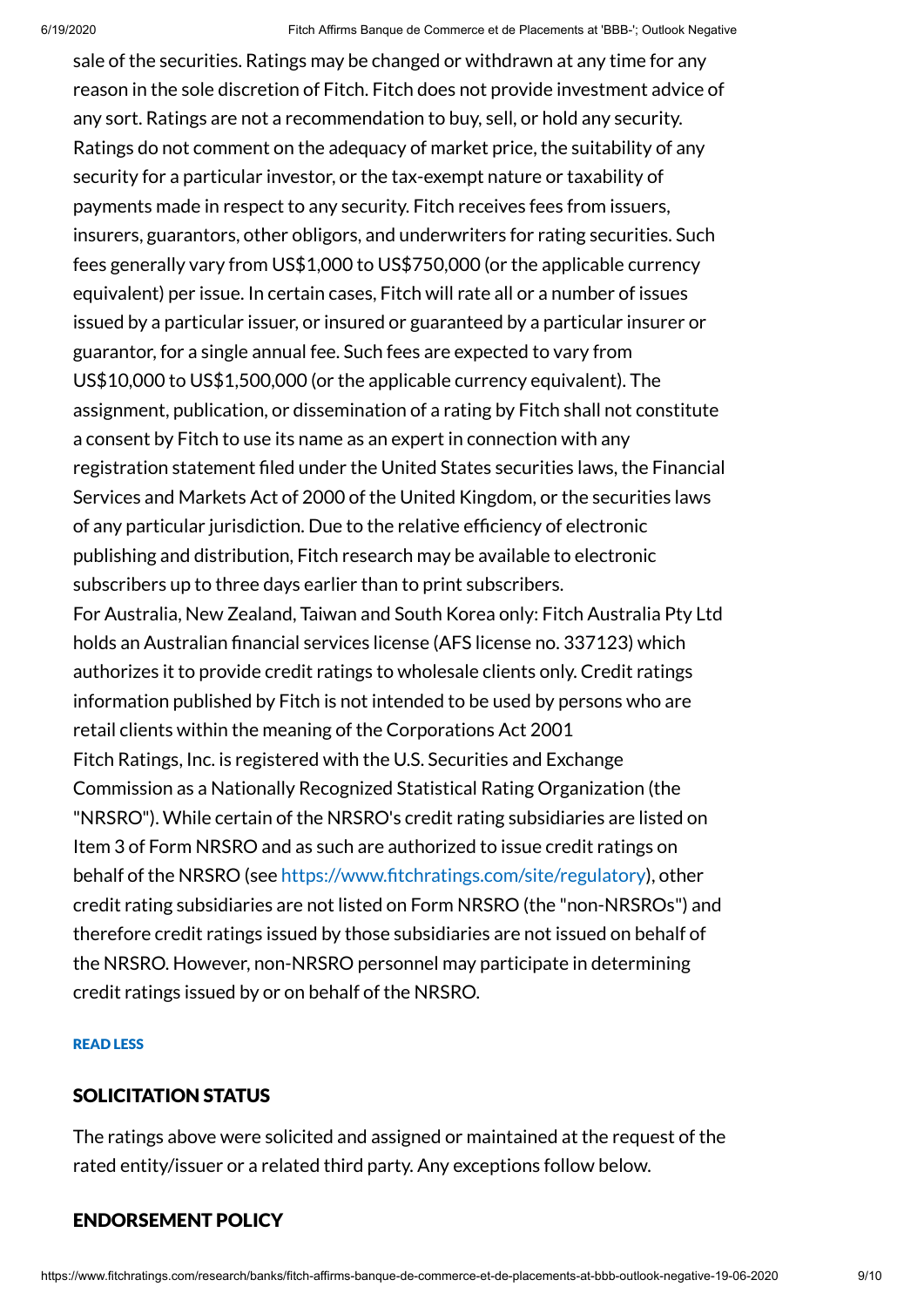sale of the securities. Ratings may be changed or withdrawn at any time for any reason in the sole discretion of Fitch. Fitch does not provide investment advice of any sort. Ratings are not a recommendation to buy, sell, or hold any security. Ratings do not comment on the adequacy of market price, the suitability of any security for a particular investor, or the tax-exempt nature or taxability of payments made in respect to any security. Fitch receives fees from issuers, insurers, guarantors, other obligors, and underwriters for rating securities. Such fees generally vary from US$1,000 to US$750,000 (or the applicable currency equivalent) per issue. In certain cases, Fitch will rate all or a number of issues issued by a particular issuer, or insured or guaranteed by a particular insurer or guarantor, for a single annual fee. Such fees are expected to vary from US$10,000 to US$1,500,000 (or the applicable currency equivalent). The assignment, publication, or dissemination of a rating by Fitch shall not constitute a consent by Fitch to use its name as an expert in connection with any registration statement filed under the United States securities laws, the Financial Services and Markets Act of 2000 of the United Kingdom, or the securities laws of any particular jurisdiction. Due to the relative efficiency of electronic publishing and distribution, Fitch research may be available to electronic subscribers up to three days earlier than to print subscribers.

For Australia, New Zealand, Taiwan and South Korea only: Fitch Australia Pty Ltd holds an Australian financial services license (AFS license no. 337123) which authorizes it to provide credit ratings to wholesale clients only. Credit ratings information published by Fitch is not intended to be used by persons who are retail clients within the meaning of the Corporations Act 2001

Fitch Ratings, Inc. is registered with the U.S. Securities and Exchange Commission as a Nationally Recognized Statistical Rating Organization (the "NRSRO"). While certain of the NRSRO's credit rating subsidiaries are listed on Item 3 of Form NRSRO and as such are authorized to issue credit ratings on behalf of the NRSRO (see https://www.fitchratings.com/site/regulatory), other credit rating subsidiaries are not listed on Form NRSRO (the "non-NRSROs") and therefore credit ratings issued by those subsidiaries are not issued on behalf of the NRSRO. However, non-NRSRO personnel may participate in determining credit ratings issued by or on behalf of the NRSRO.

READ LESS

## SOLICITATION STATUS

The ratings above were solicited and assigned or maintained at the request of the rated entity/issuer or a related third party. Any exceptions follow below.

## ENDORSEMENT POLICY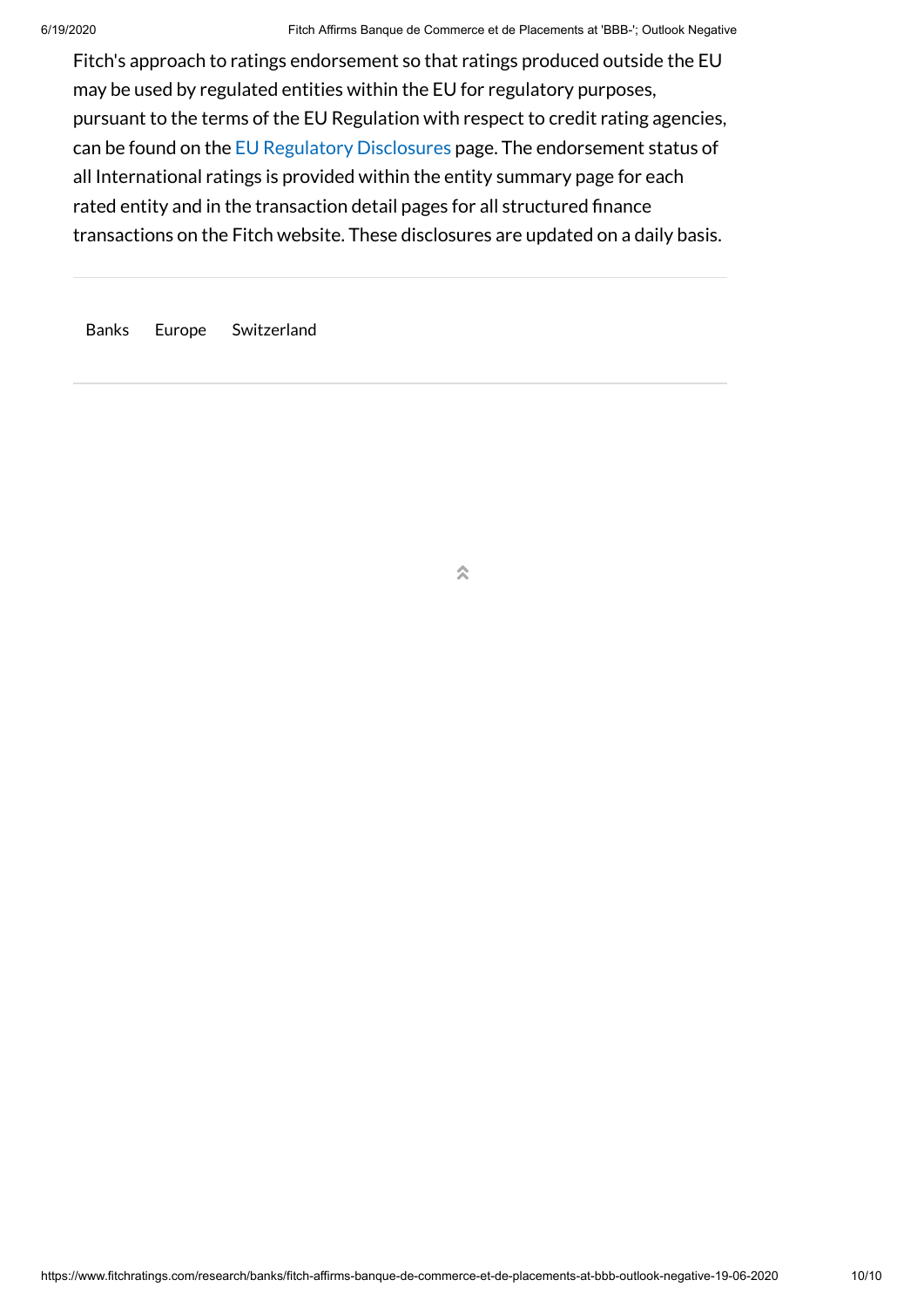Fitch's approach to ratings endorsement so that ratings produced outside the EU may be used by regulated entities within the EU for regulatory purposes, pursuant to the terms of the EU Regulation with respect to credit rating agencies, can be found on the EU Regulatory Disclosures page. The endorsement status of all International ratings is provided within the entity summary page for each rated entity and in the transaction detail pages for all structured finance transactions on the Fitch website. These disclosures are updated on a daily basis.

Banks Europe Switzerland